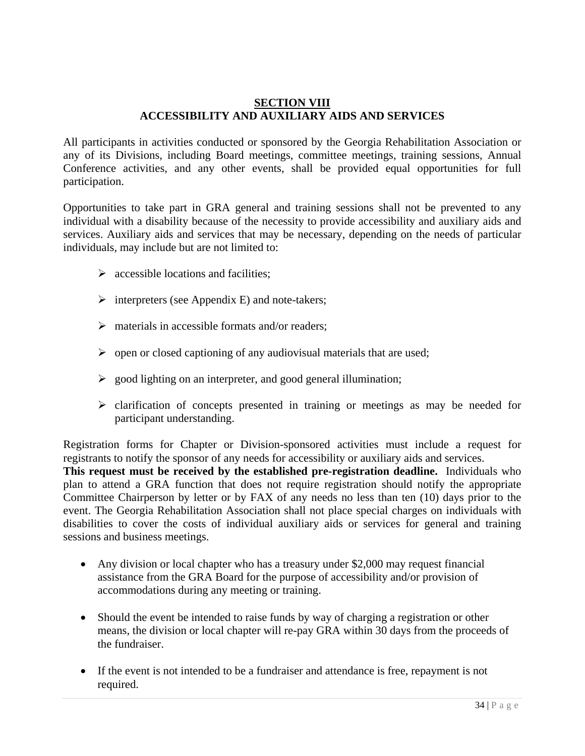## SECTION VIII
## ACCESSIBILITY AND AUXILIARY AIDS AND SERVICES

All participants in activities conducted or sponsored by the Georgia Rehabilitation Association or any of its Divisions, including Board meetings, committee meetings, training sessions, Annual Conference activities, and any other events, shall be provided equal opportunities for full participation.

Opportunities to take part in GRA general and training sessions shall not be prevented to any individual with a disability because of the necessity to provide accessibility and auxiliary aids and services. Auxiliary aids and services that may be necessary, depending on the needs of particular individuals, may include but are not limited to:

- accessible locations and facilities;
- interpreters (see Appendix E) and note-takers;
- materials in accessible formats and/or readers;
- open or closed captioning of any audiovisual materials that are used;
- good lighting on an interpreter, and good general illumination;
- clarification of concepts presented in training or meetings as may be needed for participant understanding.

Registration forms for Chapter or Division-sponsored activities must include a request for registrants to notify the sponsor of any needs for accessibility or auxiliary aids and services.
**This request must be received by the established pre-registration deadline.** Individuals who plan to attend a GRA function that does not require registration should notify the appropriate Committee Chairperson by letter or by FAX of any needs no less than ten (10) days prior to the event. The Georgia Rehabilitation Association shall not place special charges on individuals with disabilities to cover the costs of individual auxiliary aids or services for general and training sessions and business meetings.

- Any division or local chapter who has a treasury under $2,000 may request financial assistance from the GRA Board for the purpose of accessibility and/or provision of accommodations during any meeting or training.
- Should the event be intended to raise funds by way of charging a registration or other means, the division or local chapter will re-pay GRA within 30 days from the proceeds of the fundraiser.
- If the event is not intended to be a fundraiser and attendance is free, repayment is not required.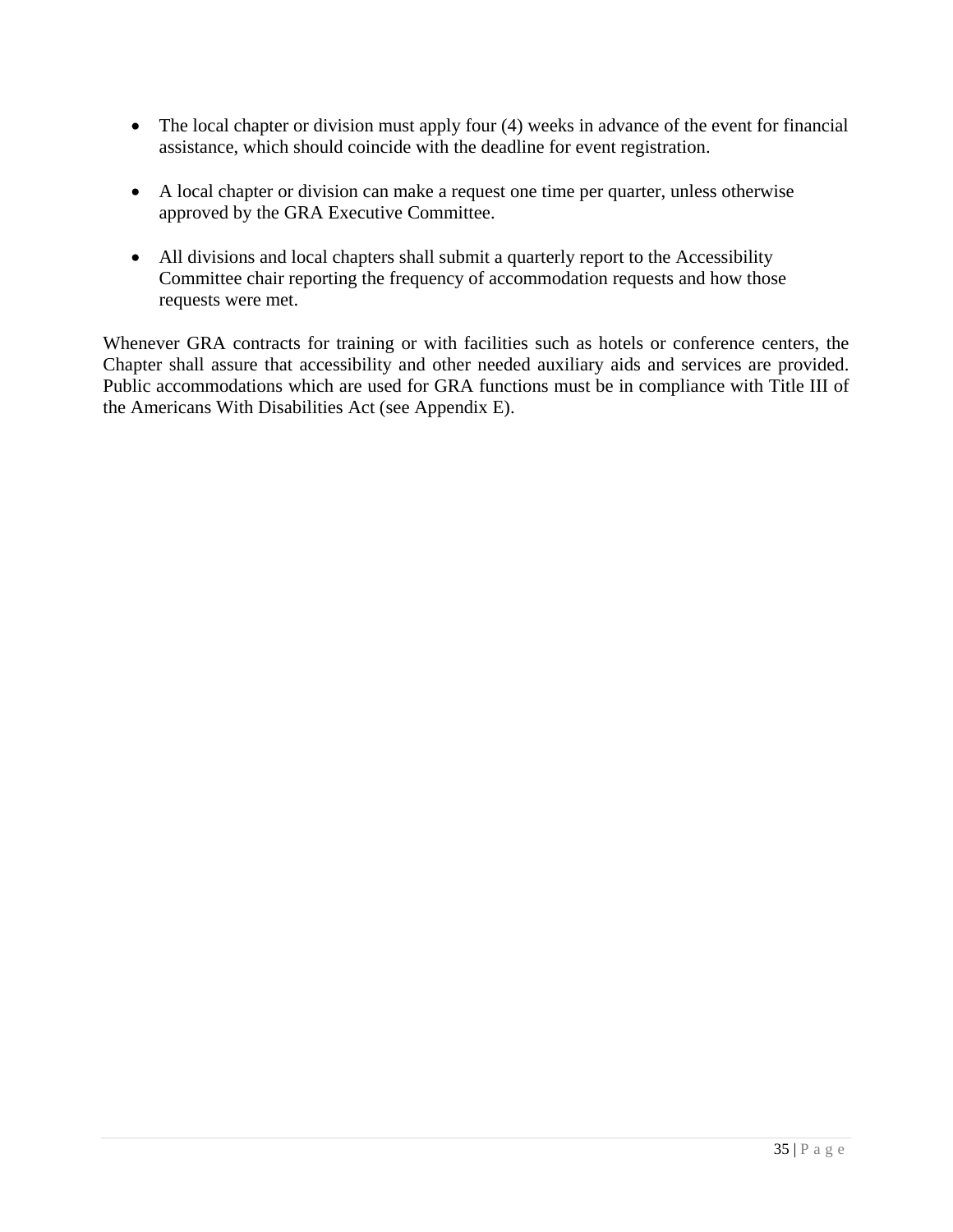- The local chapter or division must apply four (4) weeks in advance of the event for financial assistance, which should coincide with the deadline for event registration.

- A local chapter or division can make a request one time per quarter, unless otherwise approved by the GRA Executive Committee.

- All divisions and local chapters shall submit a quarterly report to the Accessibility Committee chair reporting the frequency of accommodation requests and how those requests were met.

Whenever GRA contracts for training or with facilities such as hotels or conference centers, the Chapter shall assure that accessibility and other needed auxiliary aids and services are provided. Public accommodations which are used for GRA functions must be in compliance with Title III of the Americans With Disabilities Act (see Appendix E).